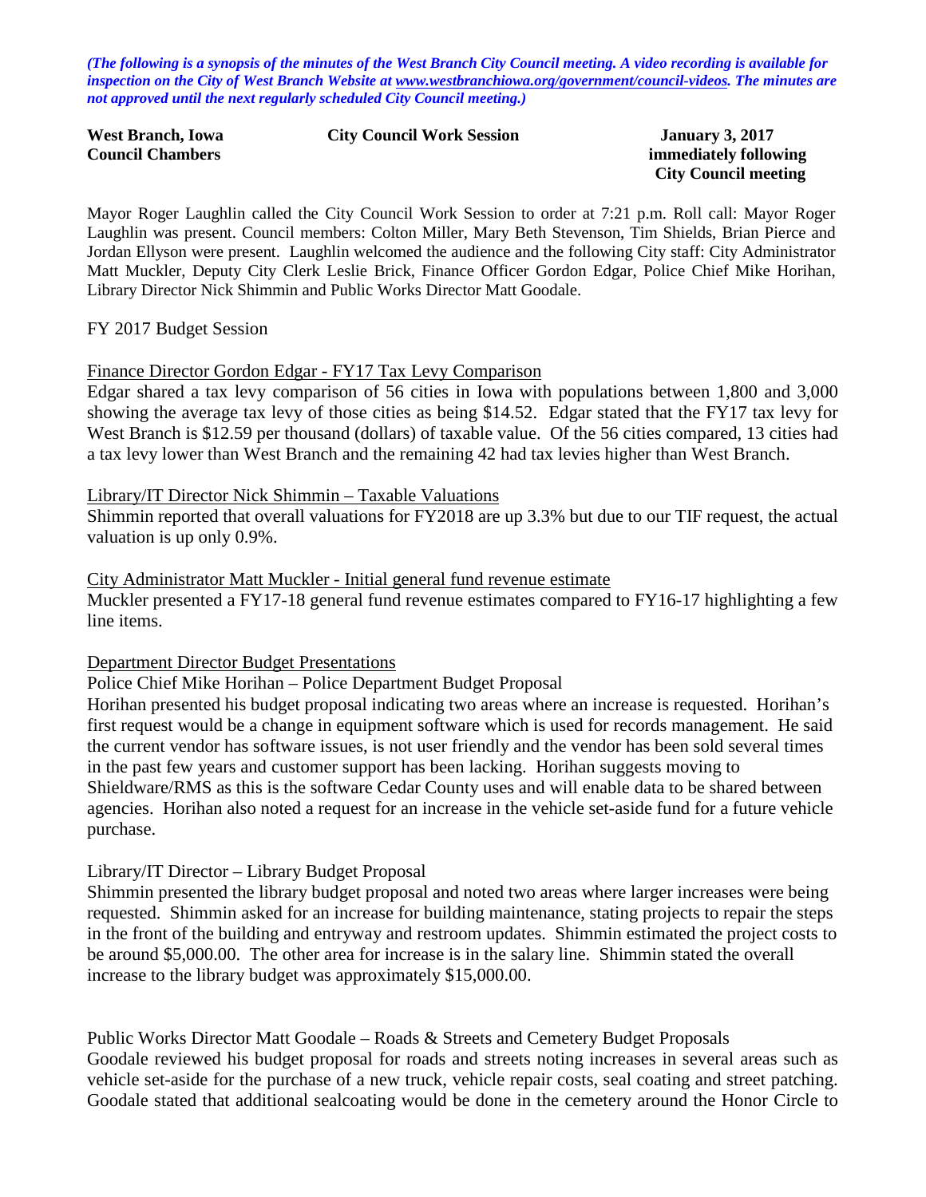*(The following is a synopsis of the minutes of the West Branch City Council meeting. A video recording is available for inspection on the City of West Branch Website at www.westbranchiowa.org/government/council-videos. The minutes are not approved until the next regularly scheduled City Council meeting.)*

**West Branch, Iowa** **City Council Work Session** **January 3, 2017**
**Council Chambers** **immediately following City Council meeting**

Mayor Roger Laughlin called the City Council Work Session to order at 7:21 p.m. Roll call: Mayor Roger Laughlin was present. Council members: Colton Miller, Mary Beth Stevenson, Tim Shields, Brian Pierce and Jordan Ellyson were present. Laughlin welcomed the audience and the following City staff: City Administrator Matt Muckler, Deputy City Clerk Leslie Brick, Finance Officer Gordon Edgar, Police Chief Mike Horihan, Library Director Nick Shimmin and Public Works Director Matt Goodale.

FY 2017 Budget Session

Finance Director Gordon Edgar - FY17 Tax Levy Comparison

Edgar shared a tax levy comparison of 56 cities in Iowa with populations between 1,800 and 3,000 showing the average tax levy of those cities as being $14.52. Edgar stated that the FY17 tax levy for West Branch is $12.59 per thousand (dollars) of taxable value. Of the 56 cities compared, 13 cities had a tax levy lower than West Branch and the remaining 42 had tax levies higher than West Branch.

Library/IT Director Nick Shimmin – Taxable Valuations

Shimmin reported that overall valuations for FY2018 are up 3.3% but due to our TIF request, the actual valuation is up only 0.9%.

City Administrator Matt Muckler - Initial general fund revenue estimate

Muckler presented a FY17-18 general fund revenue estimates compared to FY16-17 highlighting a few line items.

Department Director Budget Presentations

Police Chief Mike Horihan – Police Department Budget Proposal

Horihan presented his budget proposal indicating two areas where an increase is requested. Horihan's first request would be a change in equipment software which is used for records management. He said the current vendor has software issues, is not user friendly and the vendor has been sold several times in the past few years and customer support has been lacking. Horihan suggests moving to Shieldware/RMS as this is the software Cedar County uses and will enable data to be shared between agencies. Horihan also noted a request for an increase in the vehicle set-aside fund for a future vehicle purchase.

Library/IT Director – Library Budget Proposal

Shimmin presented the library budget proposal and noted two areas where larger increases were being requested. Shimmin asked for an increase for building maintenance, stating projects to repair the steps in the front of the building and entryway and restroom updates. Shimmin estimated the project costs to be around $5,000.00. The other area for increase is in the salary line. Shimmin stated the overall increase to the library budget was approximately $15,000.00.

Public Works Director Matt Goodale – Roads & Streets and Cemetery Budget Proposals

Goodale reviewed his budget proposal for roads and streets noting increases in several areas such as vehicle set-aside for the purchase of a new truck, vehicle repair costs, seal coating and street patching. Goodale stated that additional sealcoating would be done in the cemetery around the Honor Circle to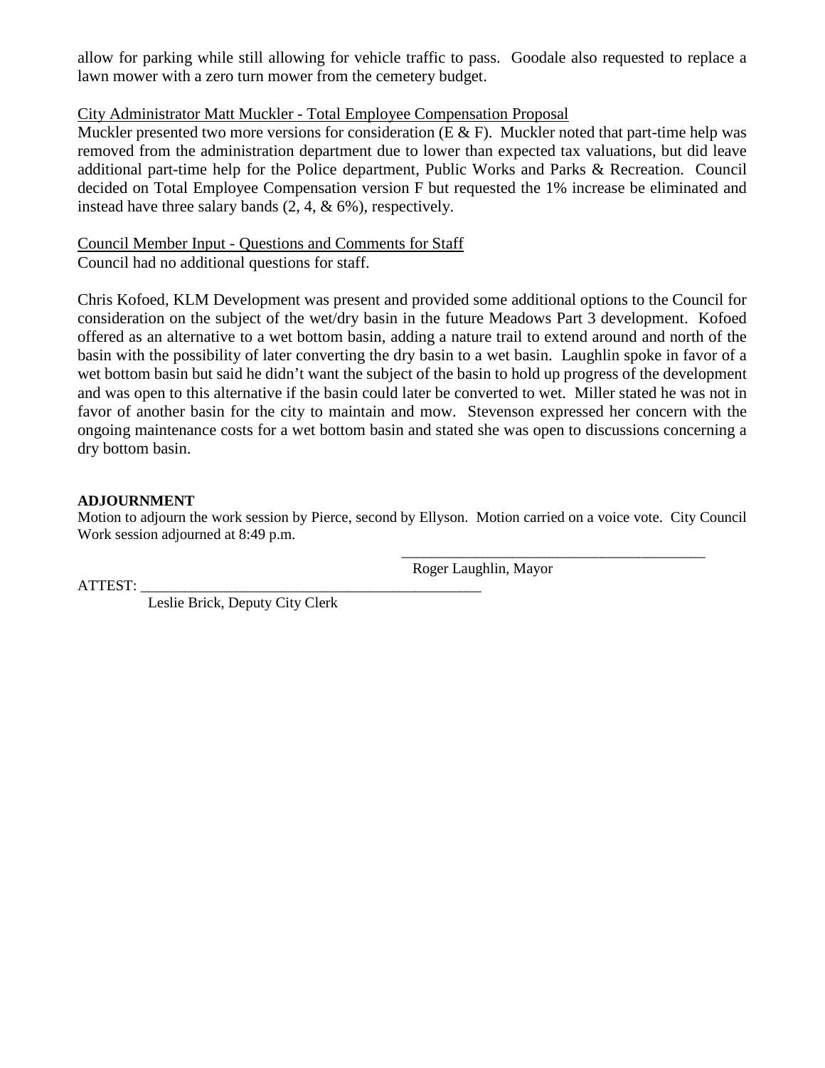allow for parking while still allowing for vehicle traffic to pass. Goodale also requested to replace a lawn mower with a zero turn mower from the cemetery budget.

City Administrator Matt Muckler - Total Employee Compensation Proposal

Muckler presented two more versions for consideration (E & F). Muckler noted that part-time help was removed from the administration department due to lower than expected tax valuations, but did leave additional part-time help for the Police department, Public Works and Parks & Recreation. Council decided on Total Employee Compensation version F but requested the 1% increase be eliminated and instead have three salary bands (2, 4, & 6%), respectively.

Council Member Input - Questions and Comments for Staff

Council had no additional questions for staff.

Chris Kofoed, KLM Development was present and provided some additional options to the Council for consideration on the subject of the wet/dry basin in the future Meadows Part 3 development. Kofoed offered as an alternative to a wet bottom basin, adding a nature trail to extend around and north of the basin with the possibility of later converting the dry basin to a wet basin. Laughlin spoke in favor of a wet bottom basin but said he didn't want the subject of the basin to hold up progress of the development and was open to this alternative if the basin could later be converted to wet. Miller stated he was not in favor of another basin for the city to maintain and mow. Stevenson expressed her concern with the ongoing maintenance costs for a wet bottom basin and stated she was open to discussions concerning a dry bottom basin.

**ADJOURNMENT**

Motion to adjourn the work session by Pierce, second by Ellyson. Motion carried on a voice vote. City Council Work session adjourned at 8:49 p.m.

\_\_\_\_\_\_\_\_\_\_\_\_\_\_\_\_\_\_\_\_\_\_\_\_\_\_\_\_\_\_\_\_\_\_\_\_\_\_\_\_\_\_

Roger Laughlin, Mayor

ATTEST: \_\_\_\_\_\_\_\_\_\_\_\_\_\_\_\_\_\_\_\_\_\_\_\_\_\_\_\_\_\_\_\_\_\_\_\_\_\_\_\_\_\_\_\_\_\_

Leslie Brick, Deputy City Clerk